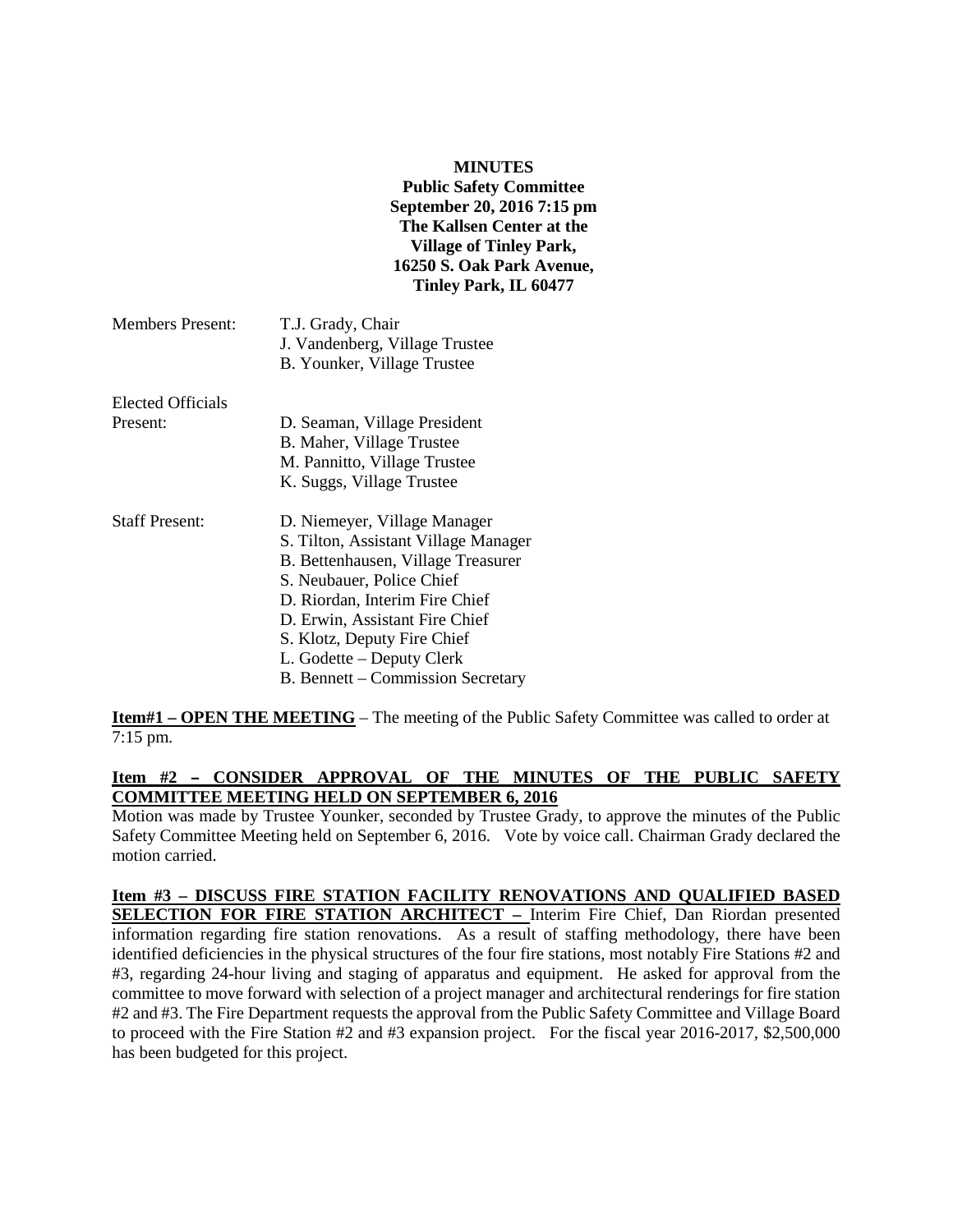**MINUTES**
**Public Safety Committee**
**September 20, 2016 7:15 pm**
**The Kallsen Center at the**
**Village of Tinley Park,**
**16250 S. Oak Park Avenue,**
**Tinley Park, IL 60477**

| | |
|---|---|
| Members Present: | T.J. Grady, Chair |
| | J. Vandenberg, Village Trustee |
| | B. Younker, Village Trustee |
| Elected Officials Present: | D. Seaman, Village President |
| | B. Maher, Village Trustee |
| | M. Pannitto, Village Trustee |
| | K. Suggs, Village Trustee |
| Staff Present: | D. Niemeyer, Village Manager |
| | S. Tilton, Assistant Village Manager |
| | B. Bettenhausen, Village Treasurer |
| | S. Neubauer, Police Chief |
| | D. Riordan, Interim Fire Chief |
| | D. Erwin, Assistant Fire Chief |
| | S. Klotz, Deputy Fire Chief |
| | L. Godette – Deputy Clerk |
| | B. Bennett – Commission Secretary |

**Item#1 – OPEN THE MEETING** – The meeting of the Public Safety Committee was called to order at 7:15 pm.

**Item #2 – CONSIDER APPROVAL OF THE MINUTES OF THE PUBLIC SAFETY COMMITTEE MEETING HELD ON SEPTEMBER 6, 2016**

Motion was made by Trustee Younker, seconded by Trustee Grady, to approve the minutes of the Public Safety Committee Meeting held on September 6, 2016. Vote by voice call. Chairman Grady declared the motion carried.

**Item #3 – DISCUSS FIRE STATION FACILITY RENOVATIONS AND QUALIFIED BASED SELECTION FOR FIRE STATION ARCHITECT –** Interim Fire Chief, Dan Riordan presented information regarding fire station renovations. As a result of staffing methodology, there have been identified deficiencies in the physical structures of the four fire stations, most notably Fire Stations #2 and #3, regarding 24-hour living and staging of apparatus and equipment. He asked for approval from the committee to move forward with selection of a project manager and architectural renderings for fire station #2 and #3. The Fire Department requests the approval from the Public Safety Committee and Village Board to proceed with the Fire Station #2 and #3 expansion project. For the fiscal year 2016-2017, $2,500,000 has been budgeted for this project.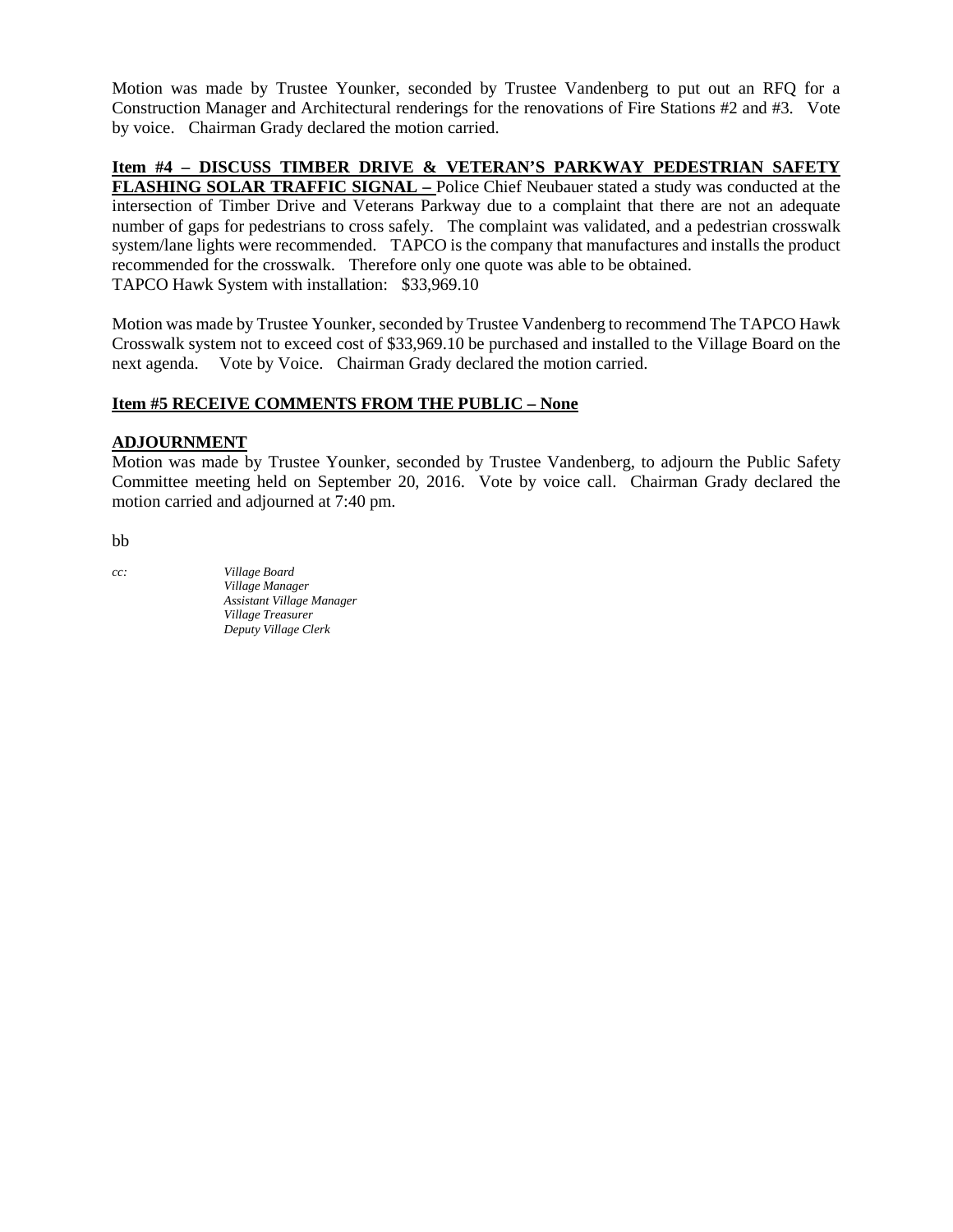Motion was made by Trustee Younker, seconded by Trustee Vandenberg to put out an RFQ for a Construction Manager and Architectural renderings for the renovations of Fire Stations #2 and #3. Vote by voice. Chairman Grady declared the motion carried.

**Item #4 – DISCUSS TIMBER DRIVE & VETERAN'S PARKWAY PEDESTRIAN SAFETY FLASHING SOLAR TRAFFIC SIGNAL –** Police Chief Neubauer stated a study was conducted at the intersection of Timber Drive and Veterans Parkway due to a complaint that there are not an adequate number of gaps for pedestrians to cross safely. The complaint was validated, and a pedestrian crosswalk system/lane lights were recommended. TAPCO is the company that manufactures and installs the product recommended for the crosswalk. Therefore only one quote was able to be obtained.
TAPCO Hawk System with installation: $33,969.10

Motion was made by Trustee Younker, seconded by Trustee Vandenberg to recommend The TAPCO Hawk Crosswalk system not to exceed cost of $33,969.10 be purchased and installed to the Village Board on the next agenda. Vote by Voice. Chairman Grady declared the motion carried.

**Item #5 RECEIVE COMMENTS FROM THE PUBLIC – None**

**ADJOURNMENT**

Motion was made by Trustee Younker, seconded by Trustee Vandenberg, to adjourn the Public Safety Committee meeting held on September 20, 2016. Vote by voice call. Chairman Grady declared the motion carried and adjourned at 7:40 pm.

bb

*cc:* *Village Board*
*Village Manager*
*Assistant Village Manager*
*Village Treasurer*
*Deputy Village Clerk*